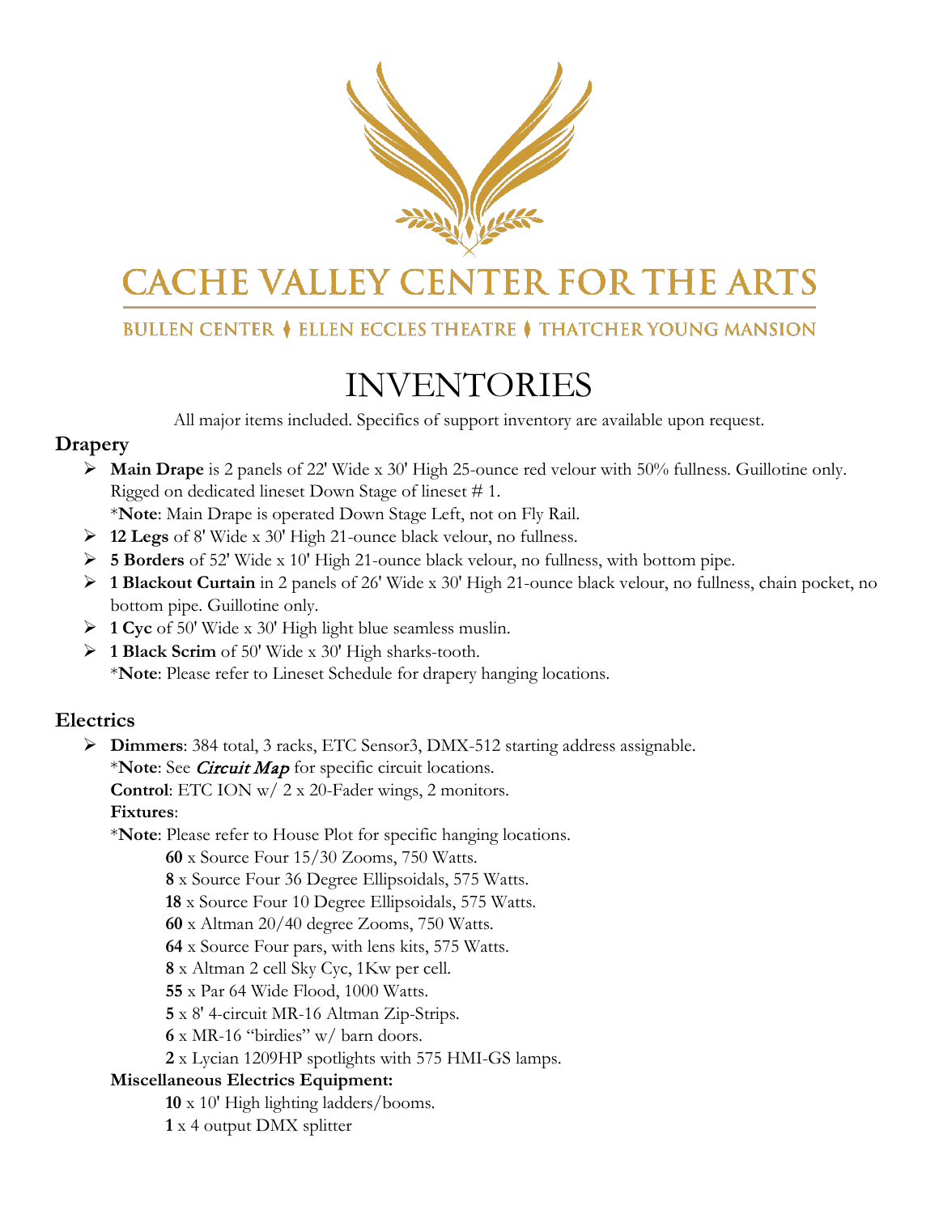# CACHE VALLEY CENTER FOR THE ARTS

BULLEN CENTER ♦ ELLEN ECCLES THEATRE ♦ THATCHER YOUNG MANSION

# INVENTORIES

All major items included. Specifics of support inventory are available upon request.

## Drapery

- **Main Drape** is 2 panels of 22' Wide x 30' High 25-ounce red velour with 50% fullness. Guillotine only. Rigged on dedicated lineset Down Stage of lineset # 1.
  *Note: Main Drape is operated Down Stage Left, not on Fly Rail.
- **12 Legs** of 8' Wide x 30' High 21-ounce black velour, no fullness.
- **5 Borders** of 52' Wide x 10' High 21-ounce black velour, no fullness, with bottom pipe.
- **1 Blackout Curtain** in 2 panels of 26' Wide x 30' High 21-ounce black velour, no fullness, chain pocket, no bottom pipe. Guillotine only.
- **1 Cyc** of 50' Wide x 30' High light blue seamless muslin.
- **1 Black Scrim** of 50' Wide x 30' High sharks-tooth.
  *Note: Please refer to Lineset Schedule for drapery hanging locations.

## Electrics

- **Dimmers**: 384 total, 3 racks, ETC Sensor3, DMX-512 starting address assignable.
  *Note: See *Circuit Map* for specific circuit locations.
  **Control**: ETC ION w/ 2 x 20-Fader wings, 2 monitors.
  **Fixtures**:
  *Note: Please refer to House Plot for specific hanging locations.
  - **60** x Source Four 15/30 Zooms, 750 Watts.
  - **8** x Source Four 36 Degree Ellipsoidals, 575 Watts.
  - **18** x Source Four 10 Degree Ellipsoidals, 575 Watts.
  - **60** x Altman 20/40 degree Zooms, 750 Watts.
  - **64** x Source Four pars, with lens kits, 575 Watts.
  - **8** x Altman 2 cell Sky Cyc, 1Kw per cell.
  - **55** x Par 64 Wide Flood, 1000 Watts.
  - **5** x 8' 4-circuit MR-16 Altman Zip-Strips.
  - **6** x MR-16 "birdies" w/ barn doors.
  - **2** x Lycian 1209HP spotlights with 575 HMI-GS lamps.

  **Miscellaneous Electrics Equipment:**
  - **10** x 10' High lighting ladders/booms.
  - **1** x 4 output DMX splitter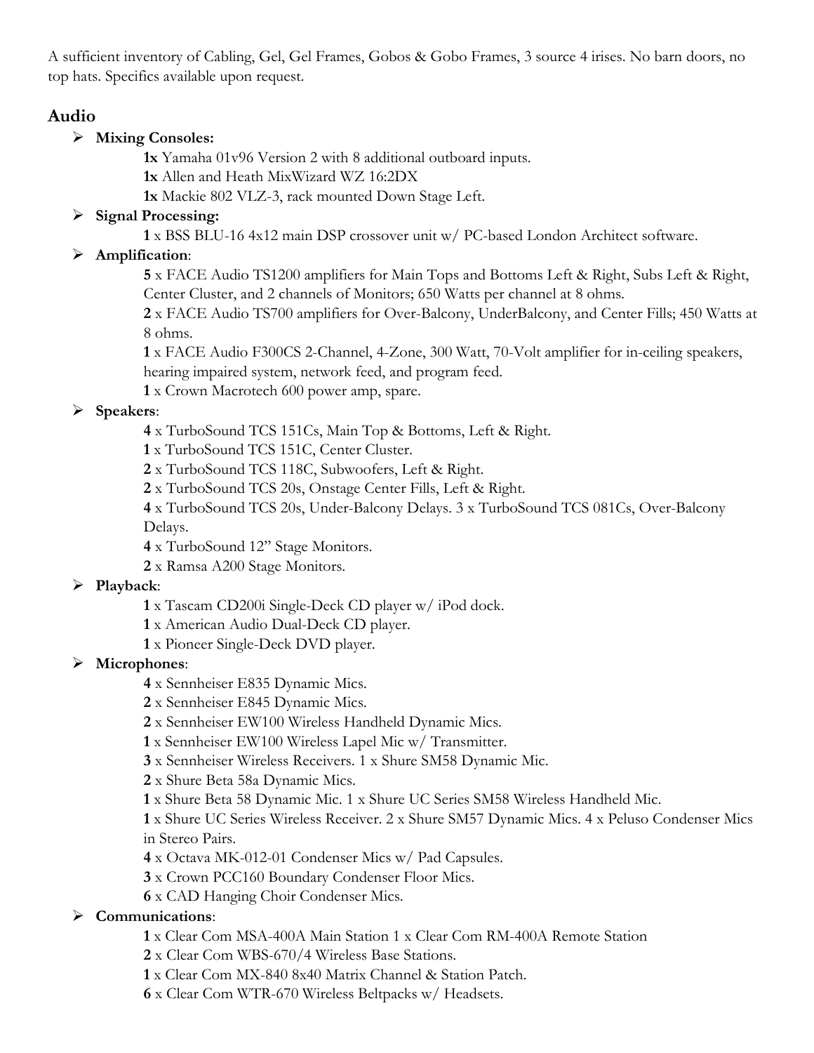A sufficient inventory of Cabling, Gel, Gel Frames, Gobos & Gobo Frames, 3 source 4 irises. No barn doors, no top hats. Specifics available upon request.

## Audio

- **Mixing Consoles:**
  - **1x** Yamaha 01v96 Version 2 with 8 additional outboard inputs.
  - **1x** Allen and Heath MixWizard WZ 16:2DX
  - **1x** Mackie 802 VLZ-3, rack mounted Down Stage Left.
- **Signal Processing:**
  - **1** x BSS BLU-16 4x12 main DSP crossover unit w/ PC-based London Architect software.
- **Amplification**:
  - **5** x FACE Audio TS1200 amplifiers for Main Tops and Bottoms Left & Right, Subs Left & Right, Center Cluster, and 2 channels of Monitors; 650 Watts per channel at 8 ohms.
  - **2** x FACE Audio TS700 amplifiers for Over-Balcony, UnderBalcony, and Center Fills; 450 Watts at 8 ohms.
  - **1** x FACE Audio F300CS 2-Channel, 4-Zone, 300 Watt, 70-Volt amplifier for in-ceiling speakers, hearing impaired system, network feed, and program feed.
  - **1** x Crown Macrotech 600 power amp, spare.
- **Speakers**:
  - **4** x TurboSound TCS 151Cs, Main Top & Bottoms, Left & Right.
  - **1** x TurboSound TCS 151C, Center Cluster.
  - **2** x TurboSound TCS 118C, Subwoofers, Left & Right.
  - **2** x TurboSound TCS 20s, Onstage Center Fills, Left & Right.
  - **4** x TurboSound TCS 20s, Under-Balcony Delays. 3 x TurboSound TCS 081Cs, Over-Balcony Delays.
  - **4** x TurboSound 12" Stage Monitors.
  - **2** x Ramsa A200 Stage Monitors.
- **Playback**:
  - **1** x Tascam CD200i Single-Deck CD player w/ iPod dock.
  - **1** x American Audio Dual-Deck CD player.
  - **1** x Pioneer Single-Deck DVD player.
- **Microphones**:
  - **4** x Sennheiser E835 Dynamic Mics.
  - **2** x Sennheiser E845 Dynamic Mics.
  - **2** x Sennheiser EW100 Wireless Handheld Dynamic Mics.
  - **1** x Sennheiser EW100 Wireless Lapel Mic w/ Transmitter.
  - **3** x Sennheiser Wireless Receivers. 1 x Shure SM58 Dynamic Mic.
  - **2** x Shure Beta 58a Dynamic Mics.
  - **1** x Shure Beta 58 Dynamic Mic. 1 x Shure UC Series SM58 Wireless Handheld Mic.
  - **1** x Shure UC Series Wireless Receiver. 2 x Shure SM57 Dynamic Mics. 4 x Peluso Condenser Mics in Stereo Pairs.
  - **4** x Octava MK-012-01 Condenser Mics w/ Pad Capsules.
  - **3** x Crown PCC160 Boundary Condenser Floor Mics.
  - **6** x CAD Hanging Choir Condenser Mics.
- **Communications**:
  - **1** x Clear Com MSA-400A Main Station 1 x Clear Com RM-400A Remote Station
  - **2** x Clear Com WBS-670/4 Wireless Base Stations.
  - **1** x Clear Com MX-840 8x40 Matrix Channel & Station Patch.
  - **6** x Clear Com WTR-670 Wireless Beltpacks w/ Headsets.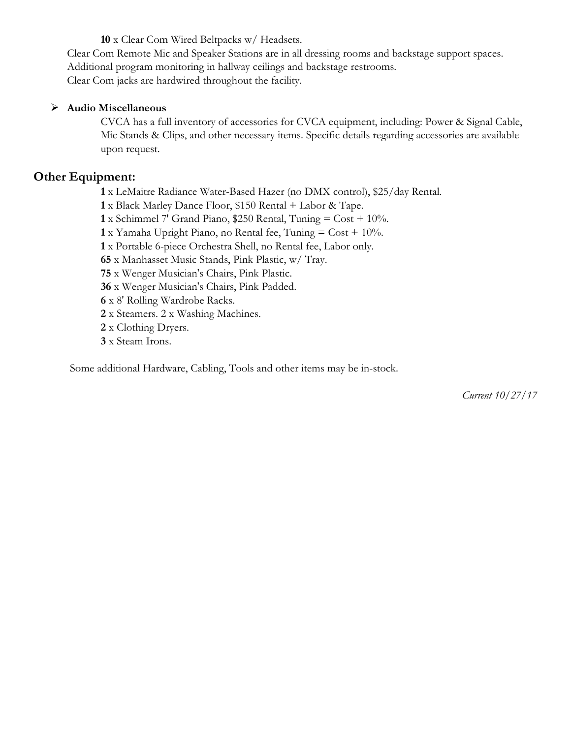**10** x Clear Com Wired Beltpacks w/ Headsets.

Clear Com Remote Mic and Speaker Stations are in all dressing rooms and backstage support spaces.
Additional program monitoring in hallway ceilings and backstage restrooms.
Clear Com jacks are hardwired throughout the facility.

- **Audio Miscellaneous**

  CVCA has a full inventory of accessories for CVCA equipment, including: Power & Signal Cable, Mic Stands & Clips, and other necessary items. Specific details regarding accessories are available upon request.

## Other Equipment:

**1** x LeMaitre Radiance Water-Based Hazer (no DMX control), $25/day Rental.
**1** x Black Marley Dance Floor, $150 Rental + Labor & Tape.
**1** x Schimmel 7' Grand Piano, $250 Rental, Tuning = Cost + 10%.
**1** x Yamaha Upright Piano, no Rental fee, Tuning = Cost + 10%.
**1** x Portable 6-piece Orchestra Shell, no Rental fee, Labor only.
**65** x Manhasset Music Stands, Pink Plastic, w/ Tray.
**75** x Wenger Musician's Chairs, Pink Plastic.
**36** x Wenger Musician's Chairs, Pink Padded.
**6** x 8' Rolling Wardrobe Racks.
**2** x Steamers. 2 x Washing Machines.
**2** x Clothing Dryers.
**3** x Steam Irons.

Some additional Hardware, Cabling, Tools and other items may be in-stock.

*Current 10/27/17*